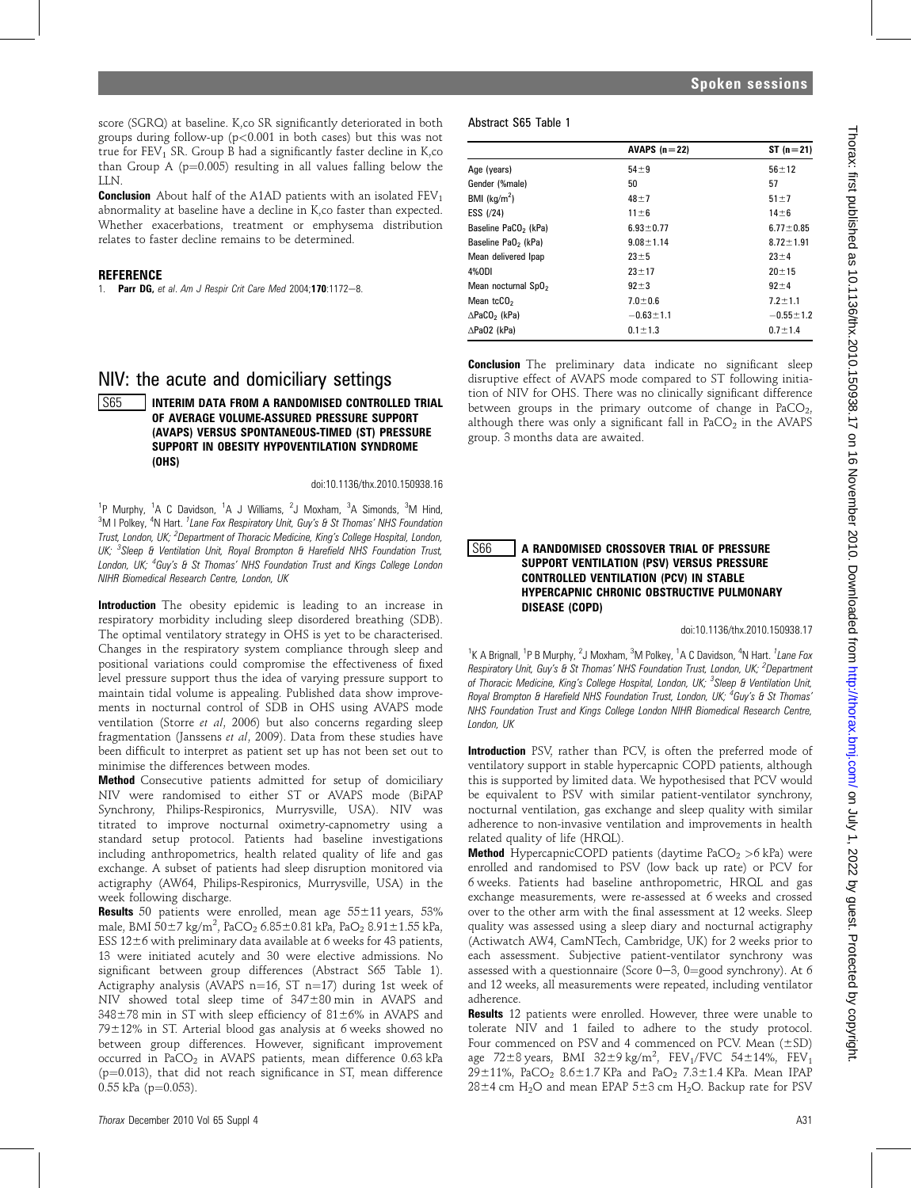score (SGRQ) at baseline. K,co SR significantly deteriorated in both groups during follow-up ($p<0.001$ in both cases) but this was not true for $FEV_1$ SR. Group B had a significantly faster decline in K,co than Group A ($p=0.005$) resulting in all values falling below the LLN.

**Conclusion** About half of the A1AD patients with an isolated $FEV_1$ abnormality at baseline have a decline in K,co faster than expected. Whether exacerbations, treatment or emphysema distribution relates to faster decline remains to be determined.

### REFERENCE

1. **Parr DG,** *et al*. *Am J Respir Crit Care Med* 2004;**170**:1172–8.

## NIV: the acute and domiciliary settings

### S65 INTERIM DATA FROM A RANDOMISED CONTROLLED TRIAL OF AVERAGE VOLUME-ASSURED PRESSURE SUPPORT (AVAPS) VERSUS SPONTANEOUS-TIMED (ST) PRESSURE SUPPORT IN OBESITY HYPOVENTILATION SYNDROME (OHS)

doi:10.1136/thx.2010.150938.16

[1]P Murphy, [1]A C Davidson, [1]A J Williams, [2]J Moxham, [3]A Simonds, [3]M Hind, [3]M I Polkey, [4]N Hart. [1]*Lane Fox Respiratory Unit, Guy's & St Thomas' NHS Foundation Trust, London, UK;* [2]*Department of Thoracic Medicine, King's College Hospital, London, UK;* [3]*Sleep & Ventilation Unit, Royal Brompton & Harefield NHS Foundation Trust, London, UK;* [4]*Guy's & St Thomas' NHS Foundation Trust and Kings College London NIHR Biomedical Research Centre, London, UK*

**Introduction** The obesity epidemic is leading to an increase in respiratory morbidity including sleep disordered breathing (SDB). The optimal ventilatory strategy in OHS is yet to be characterised. Changes in the respiratory system compliance through sleep and positional variations could compromise the effectiveness of fixed level pressure support thus the idea of varying pressure support to maintain tidal volume is appealing. Published data show improvements in nocturnal control of SDB in OHS using AVAPS mode ventilation (Storre *et al*, 2006) but also concerns regarding sleep fragmentation (Janssens *et al*, 2009). Data from these studies have been difficult to interpret as patient set up has not been set out to minimise the differences between modes.

**Method** Consecutive patients admitted for setup of domiciliary NIV were randomised to either ST or AVAPS mode (BiPAP Synchrony, Philips-Respironics, Murrysville, USA). NIV was titrated to improve nocturnal oximetry-capnometry using a standard setup protocol. Patients had baseline investigations including anthropometrics, health related quality of life and gas exchange. A subset of patients had sleep disruption monitored via actigraphy (AW64, Philips-Respironics, Murrysville, USA) in the week following discharge.

**Results** 50 patients were enrolled, mean age 55±11 years, 53% male, BMI 50±7 kg/m$^2$, $PaCO_2$ 6.85±0.81 kPa, $PaO_2$ 8.91±1.55 kPa, ESS 12±6 with preliminary data available at 6 weeks for 43 patients, 13 were initiated acutely and 30 were elective admissions. No significant between group differences (Abstract S65 Table 1). Actigraphy analysis (AVAPS n=16, ST n=17) during 1st week of NIV showed total sleep time of 347±80 min in AVAPS and 348±78 min in ST with sleep efficiency of 81±6% in AVAPS and 79±12% in ST. Arterial blood gas analysis at 6 weeks showed no between group differences. However, significant improvement occurred in $PaCO_2$ in AVAPS patients, mean difference 0.63 kPa ($p=0.013$), that did not reach significance in ST, mean difference 0.55 kPa ($p=0.053$).

Abstract S65 Table 1

| | AVAPS (n=22) | ST (n=21) |
|---|---|---|
| Age (years) | 54±9 | 56±12 |
| Gender (%male) | 50 | 57 |
| BMI (kg/m$^2$) | 48±7 | 51±7 |
| ESS (/24) | 11±6 | 14±6 |
| Baseline $PaCO_2$ (kPa) | 6.93±0.77 | 6.77±0.85 |
| Baseline $PaO_2$ (kPa) | 9.08±1.14 | 8.72±1.91 |
| Mean delivered Ipap | 23±5 | 23±4 |
| 4%ODI | 23±17 | 20±15 |
| Mean nocturnal $SpO_2$ | 92±3 | 92±4 |
| Mean $tcCO_2$ | 7.0±0.6 | 7.2±1.1 |
| $\Delta PaCO_2$ (kPa) | −0.63±1.1 | −0.55±1.2 |
| $\Delta PaO2$ (kPa) | 0.1±1.3 | 0.7±1.4 |

**Conclusion** The preliminary data indicate no significant sleep disruptive effect of AVAPS mode compared to ST following initiation of NIV for OHS. There was no clinically significant difference between groups in the primary outcome of change in $PaCO_2$, although there was only a significant fall in $PaCO_2$ in the AVAPS group. 3 months data are awaited.

### S66 A RANDOMISED CROSSOVER TRIAL OF PRESSURE SUPPORT VENTILATION (PSV) VERSUS PRESSURE CONTROLLED VENTILATION (PCV) IN STABLE HYPERCAPNIC CHRONIC OBSTRUCTIVE PULMONARY DISEASE (COPD)

doi:10.1136/thx.2010.150938.17

[1]K A Brignall, [1]P B Murphy, [2]J Moxham, [3]M Polkey, [1]A C Davidson, [4]N Hart. [1]*Lane Fox Respiratory Unit, Guy's & St Thomas' NHS Foundation Trust, London, UK;* [2]*Department of Thoracic Medicine, King's College Hospital, London, UK;* [3]*Sleep & Ventilation Unit, Royal Brompton & Harefield NHS Foundation Trust, London, UK;* [4]*Guy's & St Thomas' NHS Foundation Trust and Kings College London NIHR Biomedical Research Centre, London, UK*

**Introduction** PSV, rather than PCV, is often the preferred mode of ventilatory support in stable hypercapnic COPD patients, although this is supported by limited data. We hypothesised that PCV would be equivalent to PSV with similar patient-ventilator synchrony, nocturnal ventilation, gas exchange and sleep quality with similar adherence to non-invasive ventilation and improvements in health related quality of life (HRQL).

**Method** HypercapnicCOPD patients (daytime $PaCO_2$ >6 kPa) were enrolled and randomised to PSV (low back up rate) or PCV for 6 weeks. Patients had baseline anthropometric, HRQL and gas exchange measurements, were re-assessed at 6 weeks and crossed over to the other arm with the final assessment at 12 weeks. Sleep quality was assessed using a sleep diary and nocturnal actigraphy (Actiwatch AW4, CamNTech, Cambridge, UK) for 2 weeks prior to each assessment. Subjective patient-ventilator synchrony was assessed with a questionnaire (Score 0–3, 0=good synchrony). At 6 and 12 weeks, all measurements were repeated, including ventilator adherence.

**Results** 12 patients were enrolled. However, three were unable to tolerate NIV and 1 failed to adhere to the study protocol. Four commenced on PSV and 4 commenced on PCV. Mean (±SD) age 72±8 years, BMI 32±9 kg/m$^2$, $FEV_1$/FVC 54±14%, $FEV_1$ 29±11%, $PaCO_2$ 8.6±1.7 KPa and $PaO_2$ 7.3±1.4 KPa. Mean IPAP 28±4 cm $H_2O$ and mean EPAP 5±3 cm $H_2O$. Backup rate for PSV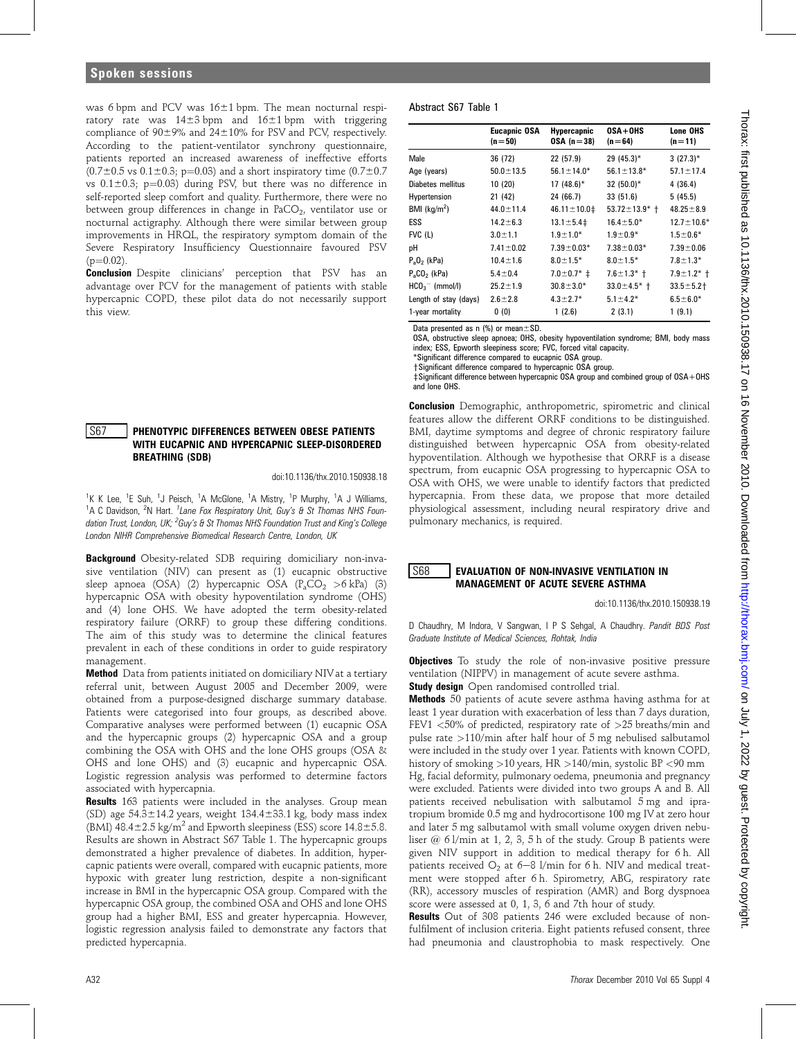was 6 bpm and PCV was 16±1 bpm. The mean nocturnal respiratory rate was 14±3 bpm and 16±1 bpm with triggering compliance of 90±9% and 24±10% for PSV and PCV, respectively. According to the patient-ventilator synchrony questionnaire, patients reported an increased awareness of ineffective efforts (0.7±0.5 vs 0.1±0.3; p=0.03) and a short inspiratory time (0.7±0.7 vs 0.1±0.3; p=0.03) during PSV, but there was no difference in self-reported sleep comfort and quality. Furthermore, there were no between group differences in change in $PaCO_2$, ventilator use or nocturnal actigraphy. Although there were similar between group improvements in HRQL, the respiratory symptom domain of the Severe Respiratory Insufficiency Questionnaire favoured PSV (p=0.02).

**Conclusion** Despite clinicians' perception that PSV has an advantage over PCV for the management of patients with stable hypercapnic COPD, these pilot data do not necessarily support this view.

## S67 PHENOTYPIC DIFFERENCES BETWEEN OBESE PATIENTS WITH EUCAPNIC AND HYPERCAPNIC SLEEP-DISORDERED BREATHING (SDB)

doi:10.1136/thx.2010.150938.18

[1]K K Lee, [1]E Suh, [1]J Peisch, [1]A McGlone, [1]A Mistry, [1]P Murphy, [1]A J Williams, [1]A C Davidson, [2]N Hart. [1]*Lane Fox Respiratory Unit, Guy's & St Thomas NHS Foundation Trust, London, UK;* [2]*Guy's & St Thomas NHS Foundation Trust and King's College London NIHR Comprehensive Biomedical Research Centre, London, UK*

**Background** Obesity-related SDB requiring domiciliary non-invasive ventilation (NIV) can present as (1) eucapnic obstructive sleep apnoea (OSA) (2) hypercapnic OSA ($P_aCO_2$ >6 kPa) (3) hypercapnic OSA with obesity hypoventilation syndrome (OHS) and (4) lone OHS. We have adopted the term obesity-related respiratory failure (ORRF) to group these differing conditions. The aim of this study was to determine the clinical features prevalent in each of these conditions in order to guide respiratory management.

**Method** Data from patients initiated on domiciliary NIV at a tertiary referral unit, between August 2005 and December 2009, were obtained from a purpose-designed discharge summary database. Patients were categorised into four groups, as described above. Comparative analyses were performed between (1) eucapnic OSA and the hypercapnic groups (2) hypercapnic OSA and a group combining the OSA with OHS and the lone OHS groups (OSA & OHS and lone OHS) and (3) eucapnic and hypercapnic OSA. Logistic regression analysis was performed to determine factors associated with hypercapnia.

**Results** 163 patients were included in the analyses. Group mean (SD) age 54.3±14.2 years, weight 134.4±33.1 kg, body mass index (BMI) 48.4±2.5 kg/m$^2$ and Epworth sleepiness (ESS) score 14.8±5.8. Results are shown in Abstract S67 Table 1. The hypercapnic groups demonstrated a higher prevalence of diabetes. In addition, hypercapnic patients were overall, compared with eucapnic patients, more hypoxic with greater lung restriction, despite a non-significant increase in BMI in the hypercapnic OSA group. Compared with the hypercapnic OSA group, the combined OSA and OHS and lone OHS group had a higher BMI, ESS and greater hypercapnia. However, logistic regression analysis failed to demonstrate any factors that predicted hypercapnia.

Abstract S67 Table 1

| | Eucapnic OSA (n=50) | Hypercapnic OSA (n=38) | OSA+OHS (n=64) | Lone OHS (n=11) |
|---|---|---|---|---|
| Male | 36 (72) | 22 (57.9) | 29 (45.3)* | 3 (27.3)* |
| Age (years) | 50.0±13.5 | 56.1±14.0* | 56.1±13.8* | 57.1±17.4 |
| Diabetes mellitus | 10 (20) | 17 (48.6)* | 32 (50.0)* | 4 (36.4) |
| Hypertension | 21 (42) | 24 (66.7) | 33 (51.6) | 5 (45.5) |
| BMI (kg/m$^2$) | 44.0±11.4 | 46.11±10.0‡ | 53.72±13.9* † | 48.25±8.9 |
| ESS | 14.2±6.3 | 13.1±5.4‡ | 16.4±5.0* | 12.7±10.6* |
| FVC (L) | 3.0±1.1 | 1.9±1.0* | 1.9±0.9* | 1.5±0.6* |
| pH | 7.41±0.02 | 7.39±0.03* | 7.38±0.03* | 7.39±0.06 |
| $P_aO_2$ (kPa) | 10.4±1.6 | 8.0±1.5* | 8.0±1.5* | 7.8±1.3* |
| $P_aCO_2$ (kPa) | 5.4±0.4 | 7.0±0.7* ‡ | 7.6±1.3* † | 7.9±1.2* † |
| $HCO_3^-$ (mmol/l) | 25.2±1.9 | 30.8±3.0* | 33.0±4.5* † | 33.5±5.2† |
| Length of stay (days) | 2.6±2.8 | 4.3±2.7* | 5.1±4.2* | 6.5±6.0* |
| 1-year mortality | 0 (0) | 1 (2.6) | 2 (3.1) | 1 (9.1) |

Data presented as n (%) or mean±SD.
OSA, obstructive sleep apnoea; OHS, obesity hypoventilation syndrome; BMI, body mass index; ESS, Epworth sleepiness score; FVC, forced vital capacity.
*Significant difference compared to eucapnic OSA group.
†Significant difference compared to hypercapnic OSA group.
‡Significant difference between hypercapnic OSA group and combined group of OSA+OHS and lone OHS.

**Conclusion** Demographic, anthropometric, spirometric and clinical features allow the different ORRF conditions to be distinguished. BMI, daytime symptoms and degree of chronic respiratory failure distinguished between hypercapnic OSA from obesity-related hypoventilation. Although we hypothesise that ORRF is a disease spectrum, from eucapnic OSA progressing to hypercapnic OSA to OSA with OHS, we were unable to identify factors that predicted hypercapnia. From these data, we propose that more detailed physiological assessment, including neural respiratory drive and pulmonary mechanics, is required.

## S68 EVALUATION OF NON-INVASIVE VENTILATION IN MANAGEMENT OF ACUTE SEVERE ASTHMA

doi:10.1136/thx.2010.150938.19

D Chaudhry, M Indora, V Sangwan, I P S Sehgal, A Chaudhry. *Pandit BDS Post Graduate Institute of Medical Sciences, Rohtak, India*

**Objectives** To study the role of non-invasive positive pressure ventilation (NIPPV) in management of acute severe asthma.

**Study design** Open randomised controlled trial.

**Methods** 50 patients of acute severe asthma having asthma for at least 1 year duration with exacerbation of less than 7 days duration, FEV1 <50% of predicted, respiratory rate of >25 breaths/min and pulse rate >110/min after half hour of 5 mg nebulised salbutamol were included in the study over 1 year. Patients with known COPD, history of smoking >10 years, HR >140/min, systolic BP <90 mm Hg, facial deformity, pulmonary oedema, pneumonia and pregnancy were excluded. Patients were divided into two groups A and B. All patients received nebulisation with salbutamol 5 mg and ipratropium bromide 0.5 mg and hydrocortisone 100 mg IV at zero hour and later 5 mg salbutamol with small volume oxygen driven nebuliser @ 6 l/min at 1, 2, 3, 5 h of the study. Group B patients were given NIV support in addition to medical therapy for 6 h. All patients received $O_2$ at 6–8 l/min for 6 h. NIV and medical treatment were stopped after 6 h. Spirometry, ABG, respiratory rate (RR), accessory muscles of respiration (AMR) and Borg dyspnoea score were assessed at 0, 1, 3, 6 and 7th hour of study.

**Results** Out of 308 patients 246 were excluded because of nonfulfilment of inclusion criteria. Eight patients refused consent, three had pneumonia and claustrophobia to mask respectively. One